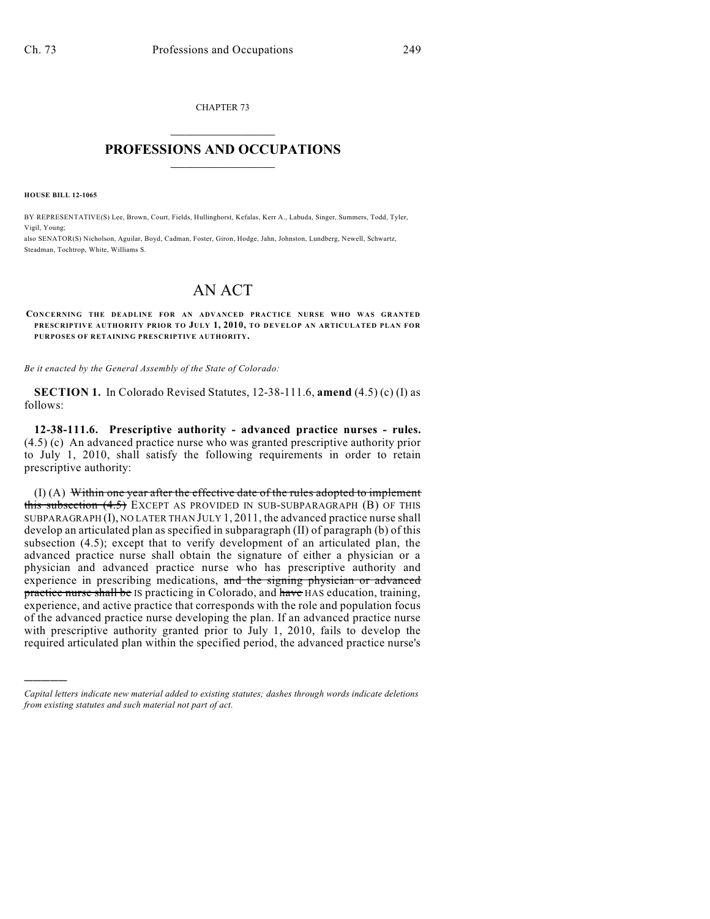CHAPTER 73

# PROFESSIONS AND OCCUPATIONS

**HOUSE BILL 12-1065**

BY REPRESENTATIVE(S) Lee, Brown, Court, Fields, Hullinghorst, Kefalas, Kerr A., Labuda, Singer, Summers, Todd, Tyler, Vigil, Young;
also SENATOR(S) Nicholson, Aguilar, Boyd, Cadman, Foster, Giron, Hodge, Jahn, Johnston, Lundberg, Newell, Schwartz, Steadman, Tochtrop, White, Williams S.

# AN ACT

CONCERNING THE DEADLINE FOR AN ADVANCED PRACTICE NURSE WHO WAS GRANTED PRESCRIPTIVE AUTHORITY PRIOR TO JULY 1, 2010, TO DEVELOP AN ARTICULATED PLAN FOR PURPOSES OF RETAINING PRESCRIPTIVE AUTHORITY.

*Be it enacted by the General Assembly of the State of Colorado:*

**SECTION 1.** In Colorado Revised Statutes, 12-38-111.6, **amend** (4.5) (c) (I) as follows:

**12-38-111.6. Prescriptive authority - advanced practice nurses - rules.** (4.5) (c) An advanced practice nurse who was granted prescriptive authority prior to July 1, 2010, shall satisfy the following requirements in order to retain prescriptive authority:

(I) (A) ~~Within one year after the effective date of the rules adopted to implement this subsection (4.5)~~ EXCEPT AS PROVIDED IN SUB-SUBPARAGRAPH (B) OF THIS SUBPARAGRAPH (I), NO LATER THAN JULY 1, 2011, the advanced practice nurse shall develop an articulated plan as specified in subparagraph (II) of paragraph (b) of this subsection (4.5); except that to verify development of an articulated plan, the advanced practice nurse shall obtain the signature of either a physician or a physician and advanced practice nurse who has prescriptive authority and experience in prescribing medications, ~~and the signing physician or advanced practice nurse shall be~~ IS practicing in Colorado, and ~~have~~ HAS education, training, experience, and active practice that corresponds with the role and population focus of the advanced practice nurse developing the plan. If an advanced practice nurse with prescriptive authority granted prior to July 1, 2010, fails to develop the required articulated plan within the specified period, the advanced practice nurse's

---

*Capital letters indicate new material added to existing statutes; dashes through words indicate deletions from existing statutes and such material not part of act.*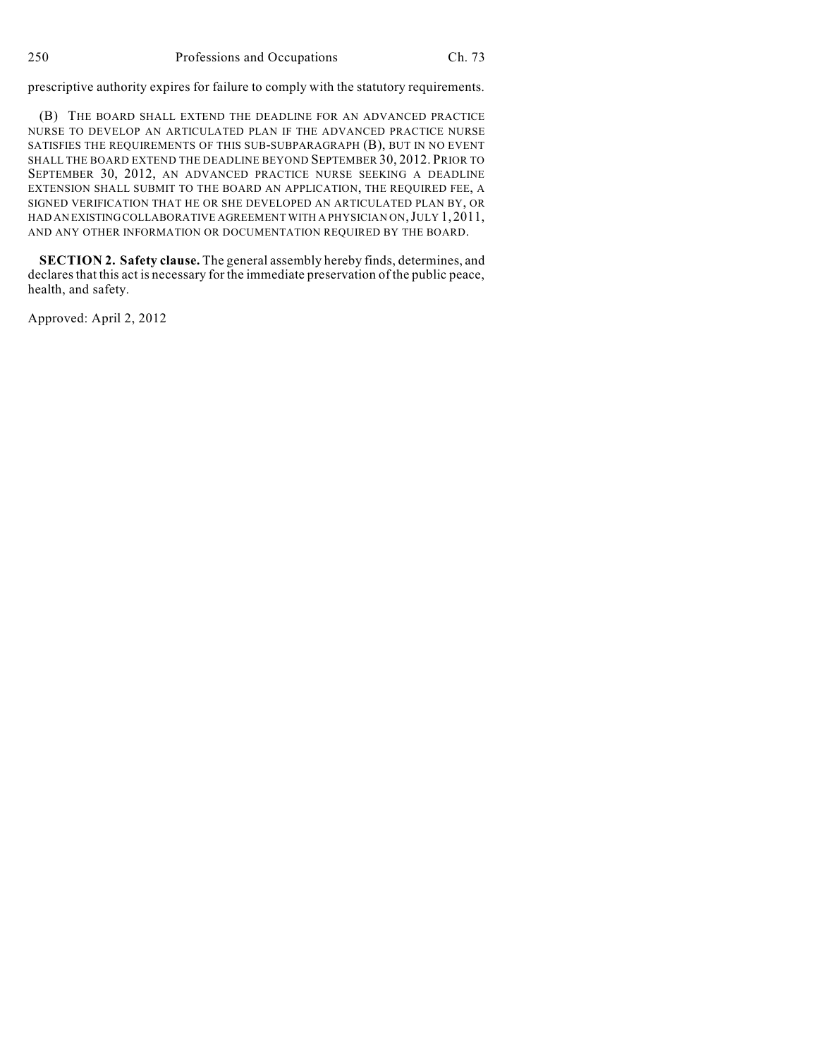prescriptive authority expires for failure to comply with the statutory requirements.

(B) THE BOARD SHALL EXTEND THE DEADLINE FOR AN ADVANCED PRACTICE NURSE TO DEVELOP AN ARTICULATED PLAN IF THE ADVANCED PRACTICE NURSE SATISFIES THE REQUIREMENTS OF THIS SUB-SUBPARAGRAPH (B), BUT IN NO EVENT SHALL THE BOARD EXTEND THE DEADLINE BEYOND SEPTEMBER 30, 2012. PRIOR TO SEPTEMBER 30, 2012, AN ADVANCED PRACTICE NURSE SEEKING A DEADLINE EXTENSION SHALL SUBMIT TO THE BOARD AN APPLICATION, THE REQUIRED FEE, A SIGNED VERIFICATION THAT HE OR SHE DEVELOPED AN ARTICULATED PLAN BY, OR HAD AN EXISTING COLLABORATIVE AGREEMENT WITH A PHYSICIAN ON, JULY 1, 2011, AND ANY OTHER INFORMATION OR DOCUMENTATION REQUIRED BY THE BOARD.

**SECTION 2. Safety clause.** The general assembly hereby finds, determines, and declares that this act is necessary for the immediate preservation of the public peace, health, and safety.

Approved: April 2, 2012